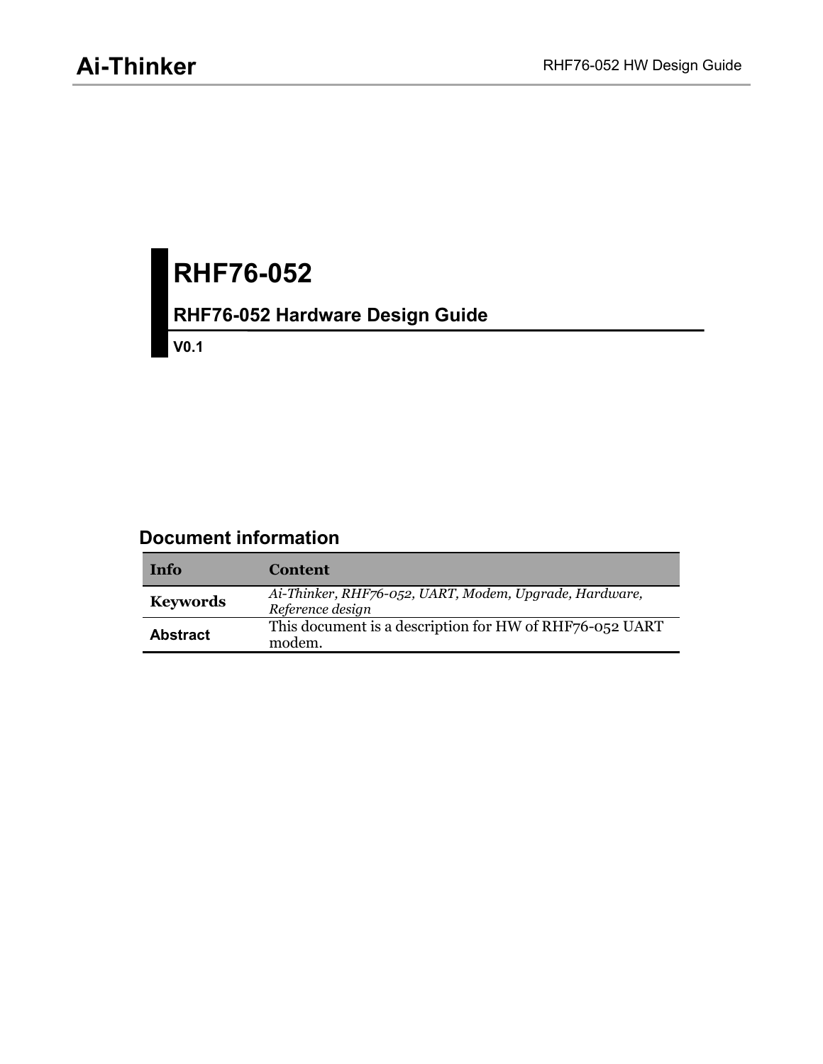# RHF76-052

## RHF76-052 Hardware Design Guide

**V0.1**

## Document information

| Info | Content |
| --- | --- |
| **Keywords** | *Ai-Thinker, RHF76-052, UART, Modem, Upgrade, Hardware, Reference design* |
| **Abstract** | This document is a description for HW of RHF76-052 UART modem. |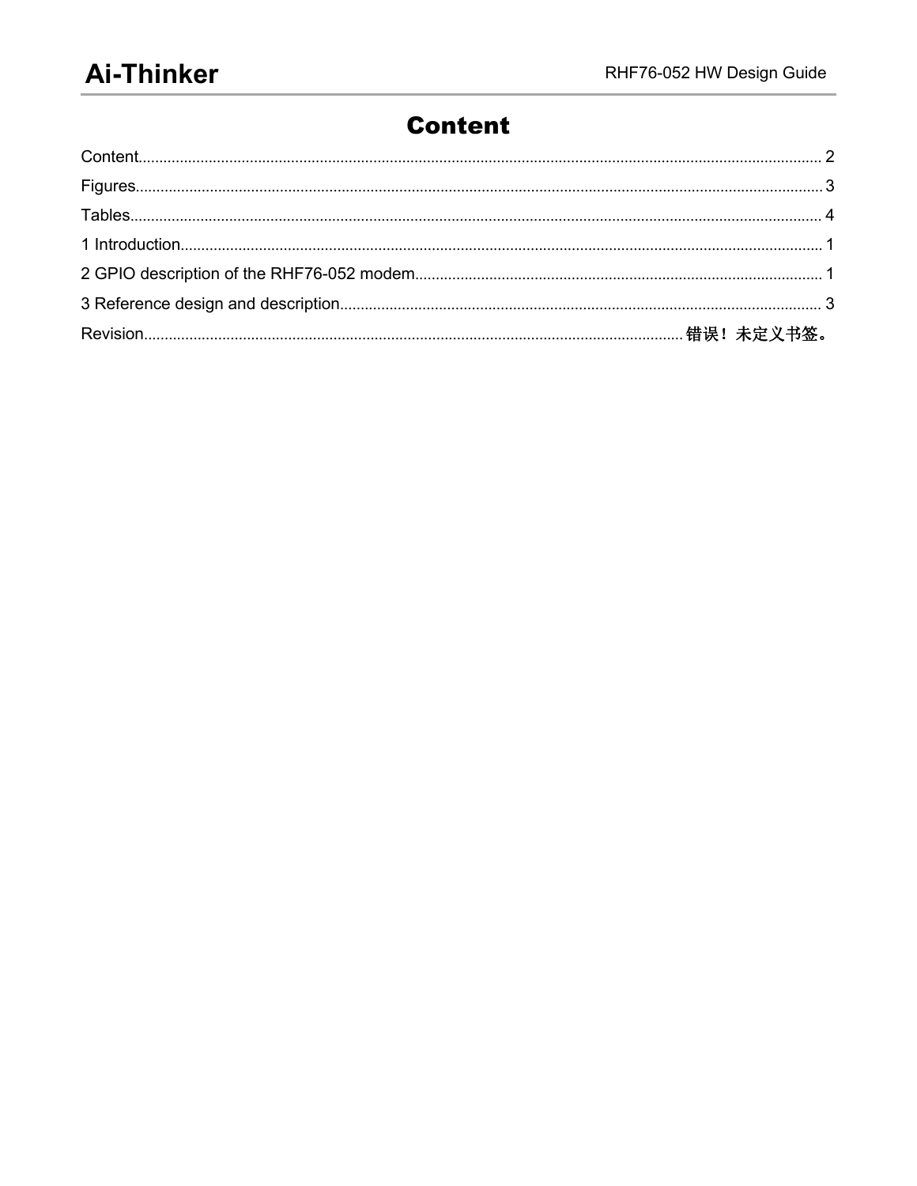# Content

Content.......................................................................................................................................................... 2

Figures.......................................................................................................................................................... 3

Tables............................................................................................................................................................ 4

1 Introduction................................................................................................................................................ 1

2 GPIO description of the RHF76-052 modem.............................................................................................. 1

3 Reference design and description.............................................................................................................. 3

Revision............................................................................................................................. 错误！未定义书签。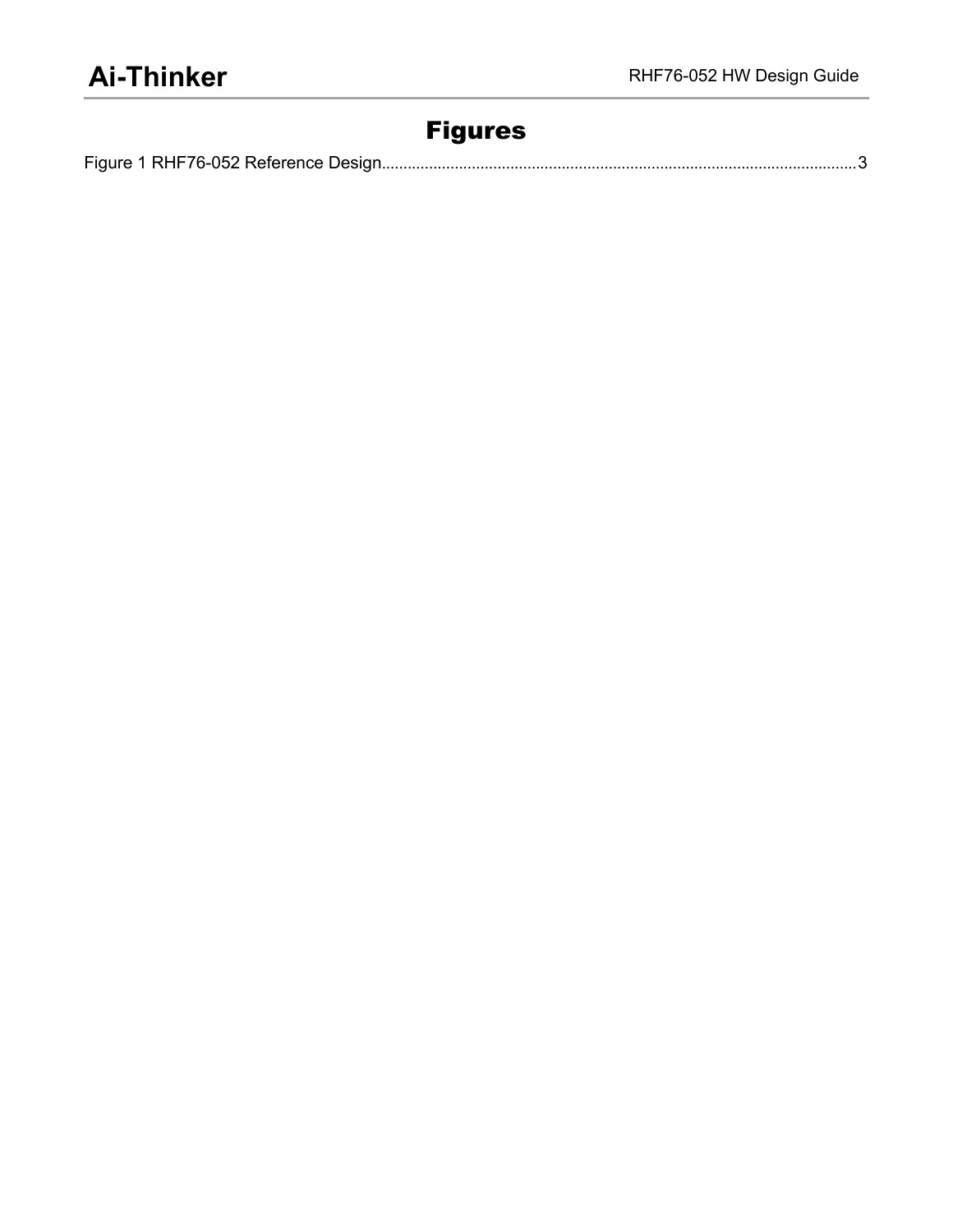# Figures

Figure 1 RHF76-052 Reference Design.............................................................................................................3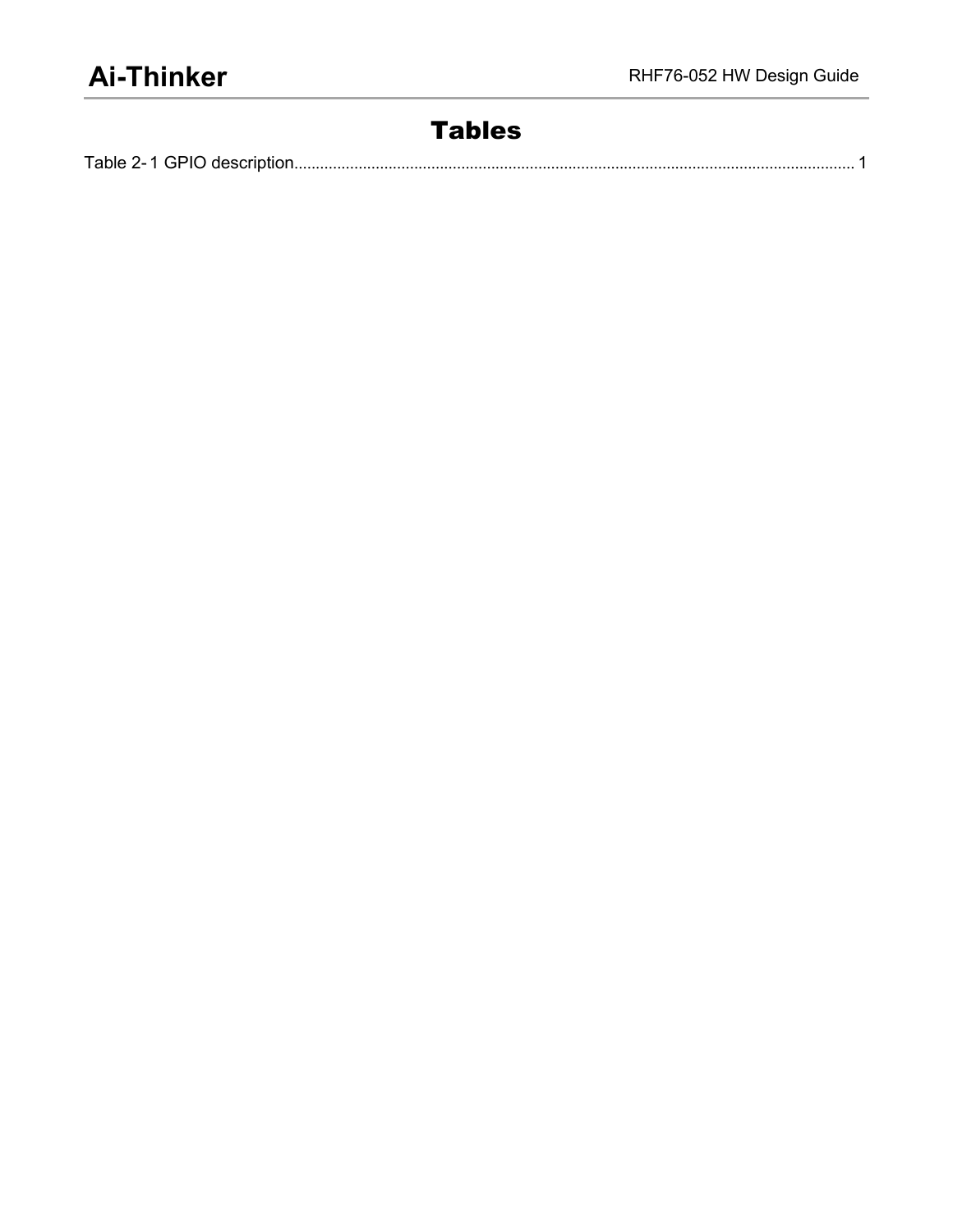# Tables

Table 2- 1 GPIO description........................................................................................................................ 1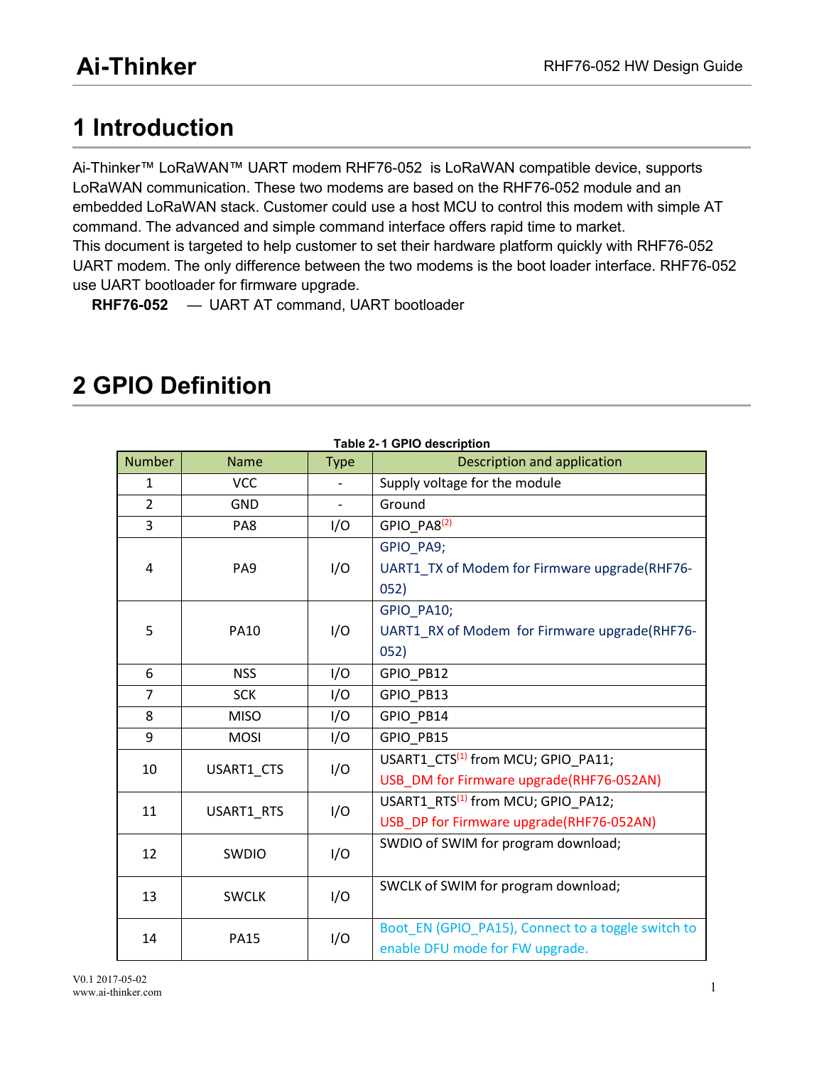# 1 Introduction

Ai-Thinker™ LoRaWAN™ UART modem RHF76-052 is LoRaWAN compatible device, supports LoRaWAN communication. These two modems are based on the RHF76-052 module and an embedded LoRaWAN stack. Customer could use a host MCU to control this modem with simple AT command. The advanced and simple command interface offers rapid time to market.
This document is targeted to help customer to set their hardware platform quickly with RHF76-052 UART modem. The only difference between the two modems is the boot loader interface. RHF76-052 use UART bootloader for firmware upgrade.

**RHF76-052** — UART AT command, UART bootloader

# 2 GPIO Definition

**Table 2-1 GPIO description**

| Number | Name | Type | Description and application |
|---|---|---|---|
| 1 | VCC | - | Supply voltage for the module |
| 2 | GND | - | Ground |
| 3 | PA8 | I/O | GPIO_PA8[2] |
| 4 | PA9 | I/O | GPIO_PA9; UART1_TX of Modem for Firmware upgrade(RHF76-052) |
| 5 | PA10 | I/O | GPIO_PA10; UART1_RX of Modem for Firmware upgrade(RHF76-052) |
| 6 | NSS | I/O | GPIO_PB12 |
| 7 | SCK | I/O | GPIO_PB13 |
| 8 | MISO | I/O | GPIO_PB14 |
| 9 | MOSI | I/O | GPIO_PB15 |
| 10 | USART1_CTS | I/O | USART1_CTS[1] from MCU; GPIO_PA11; USB_DM for Firmware upgrade(RHF76-052AN) |
| 11 | USART1_RTS | I/O | USART1_RTS[1] from MCU; GPIO_PA12; USB_DP for Firmware upgrade(RHF76-052AN) |
| 12 | SWDIO | I/O | SWDIO of SWIM for program download; |
| 13 | SWCLK | I/O | SWCLK of SWIM for program download; |
| 14 | PA15 | I/O | Boot_EN (GPIO_PA15), Connect to a toggle switch to enable DFU mode for FW upgrade. |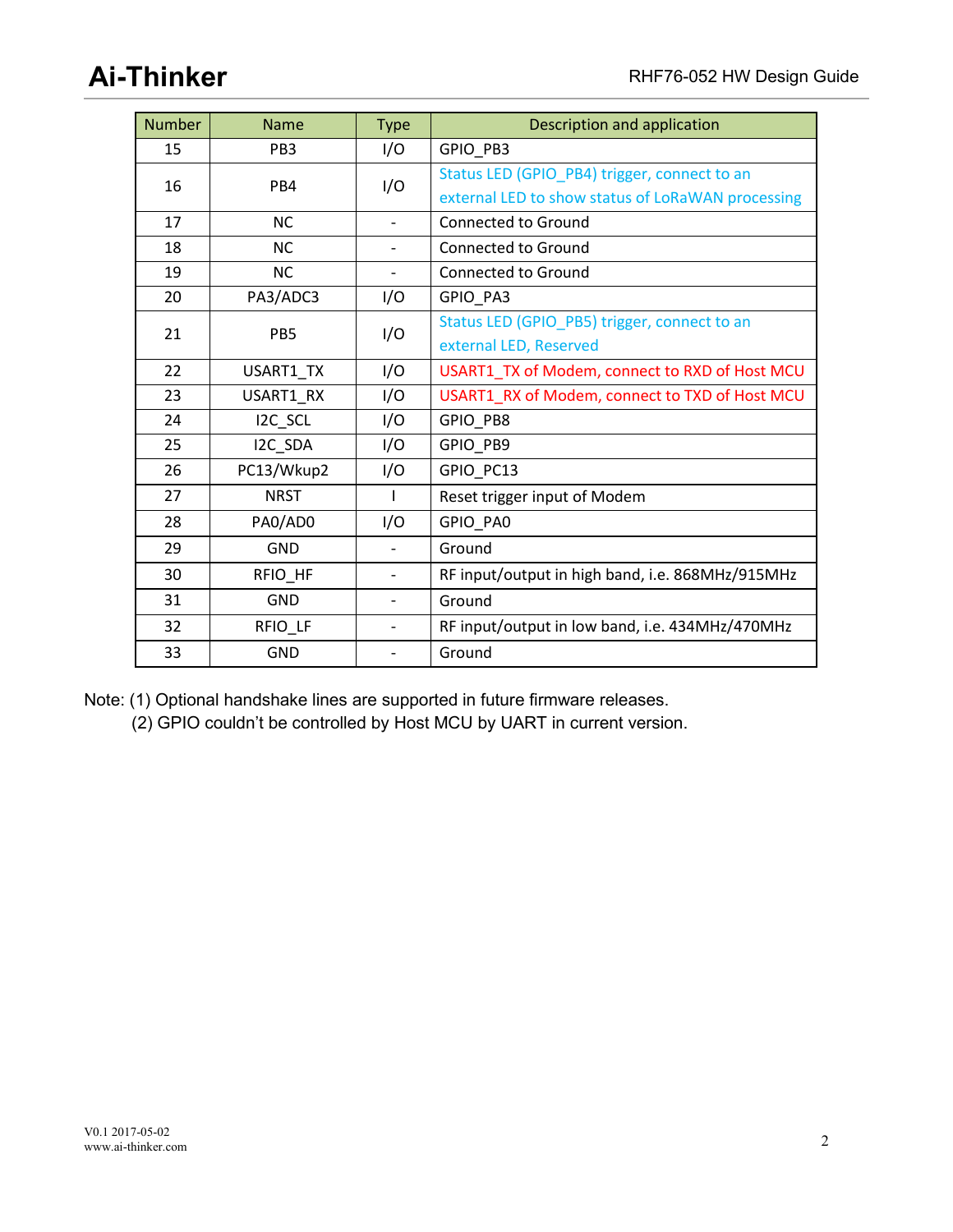| Number | Name | Type | Description and application |
|---|---|---|---|
| 15 | PB3 | I/O | GPIO_PB3 |
| 16 | PB4 | I/O | Status LED (GPIO_PB4) trigger, connect to an external LED to show status of LoRaWAN processing |
| 17 | NC | - | Connected to Ground |
| 18 | NC | - | Connected to Ground |
| 19 | NC | - | Connected to Ground |
| 20 | PA3/ADC3 | I/O | GPIO_PA3 |
| 21 | PB5 | I/O | Status LED (GPIO_PB5) trigger, connect to an external LED, Reserved |
| 22 | USART1_TX | I/O | USART1_TX of Modem, connect to RXD of Host MCU |
| 23 | USART1_RX | I/O | USART1_RX of Modem, connect to TXD of Host MCU |
| 24 | I2C_SCL | I/O | GPIO_PB8 |
| 25 | I2C_SDA | I/O | GPIO_PB9 |
| 26 | PC13/Wkup2 | I/O | GPIO_PC13 |
| 27 | NRST | I | Reset trigger input of Modem |
| 28 | PA0/AD0 | I/O | GPIO_PA0 |
| 29 | GND | - | Ground |
| 30 | RFIO_HF | - | RF input/output in high band, i.e. 868MHz/915MHz |
| 31 | GND | - | Ground |
| 32 | RFIO_LF | - | RF input/output in low band, i.e. 434MHz/470MHz |
| 33 | GND | - | Ground |

Note: (1) Optional handshake lines are supported in future firmware releases.

(2) GPIO couldn't be controlled by Host MCU by UART in current version.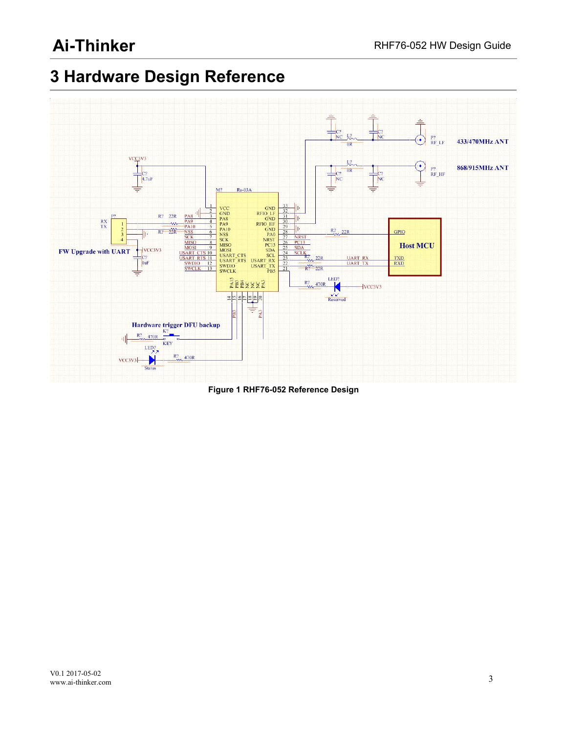# 3 Hardware Design Reference

Figure 1 RHF76-052 Reference Design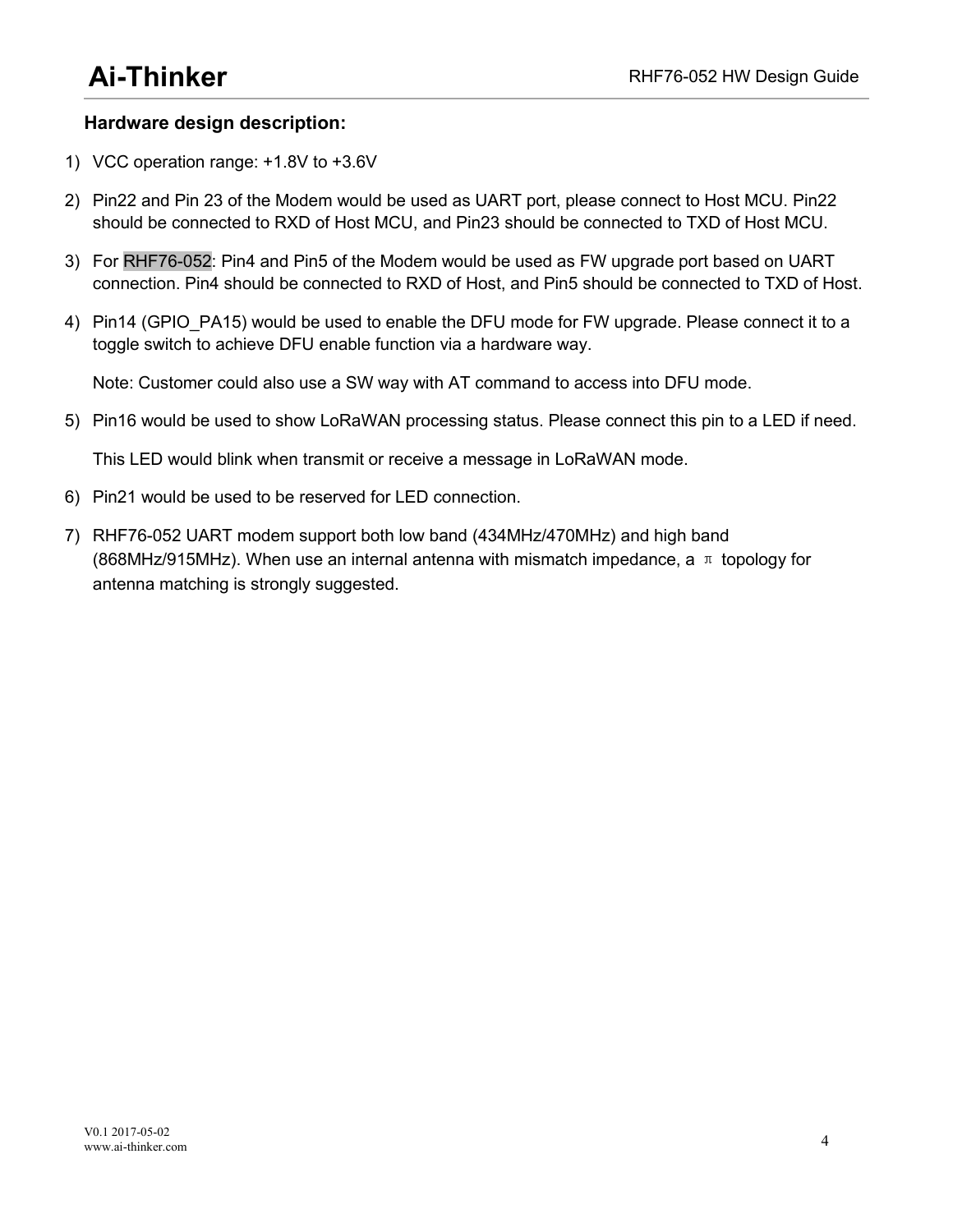## Hardware design description:

1) VCC operation range: +1.8V to +3.6V
2) Pin22 and Pin 23 of the Modem would be used as UART port, please connect to Host MCU. Pin22 should be connected to RXD of Host MCU, and Pin23 should be connected to TXD of Host MCU.
3) For RHF76-052: Pin4 and Pin5 of the Modem would be used as FW upgrade port based on UART connection. Pin4 should be connected to RXD of Host, and Pin5 should be connected to TXD of Host.
4) Pin14 (GPIO_PA15) would be used to enable the DFU mode for FW upgrade. Please connect it to a toggle switch to achieve DFU enable function via a hardware way.

   Note: Customer could also use a SW way with AT command to access into DFU mode.
5) Pin16 would be used to show LoRaWAN processing status. Please connect this pin to a LED if need.

   This LED would blink when transmit or receive a message in LoRaWAN mode.
6) Pin21 would be used to be reserved for LED connection.
7) RHF76-052 UART modem support both low band (434MHz/470MHz) and high band (868MHz/915MHz). When use an internal antenna with mismatch impedance, a π topology for antenna matching is strongly suggested.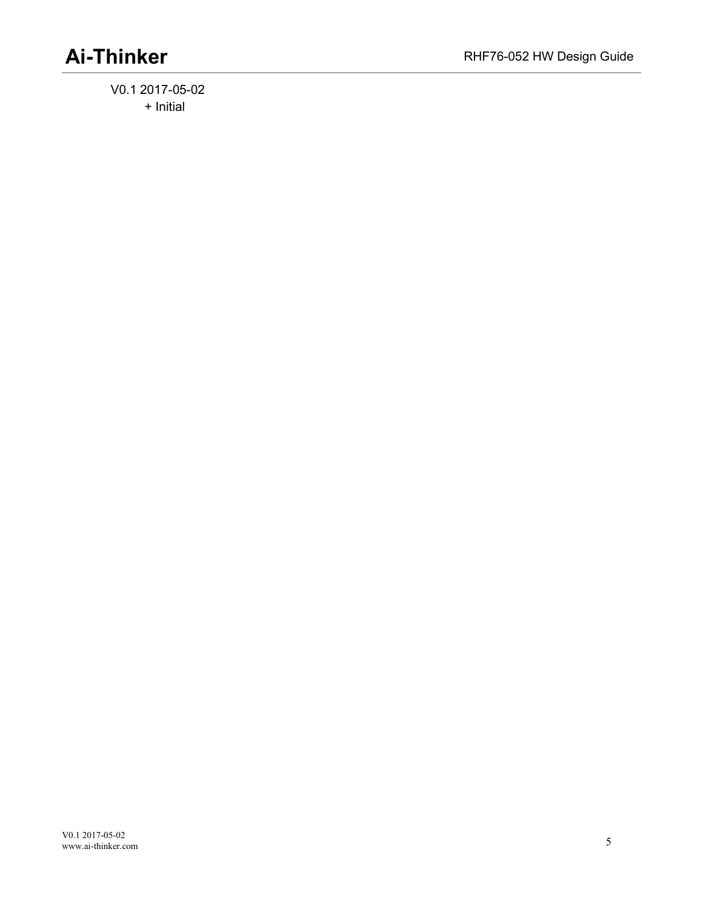V0.1 2017-05-02

+ Initial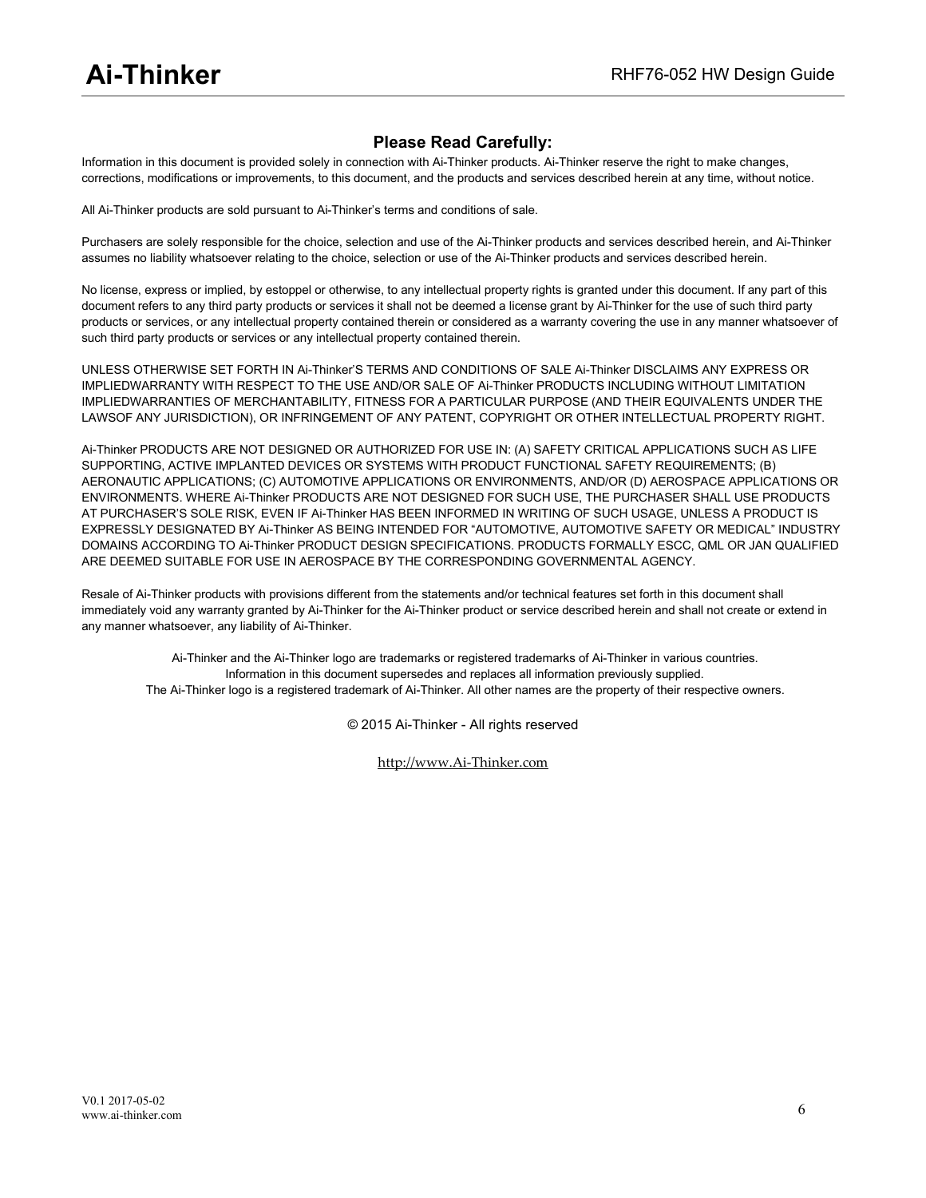## Please Read Carefully:

Information in this document is provided solely in connection with Ai-Thinker products. Ai-Thinker reserve the right to make changes, corrections, modifications or improvements, to this document, and the products and services described herein at any time, without notice.

All Ai-Thinker products are sold pursuant to Ai-Thinker's terms and conditions of sale.

Purchasers are solely responsible for the choice, selection and use of the Ai-Thinker products and services described herein, and Ai-Thinker assumes no liability whatsoever relating to the choice, selection or use of the Ai-Thinker products and services described herein.

No license, express or implied, by estoppel or otherwise, to any intellectual property rights is granted under this document. If any part of this document refers to any third party products or services it shall not be deemed a license grant by Ai-Thinker for the use of such third party products or services, or any intellectual property contained therein or considered as a warranty covering the use in any manner whatsoever of such third party products or services or any intellectual property contained therein.

UNLESS OTHERWISE SET FORTH IN Ai-Thinker'S TERMS AND CONDITIONS OF SALE Ai-Thinker DISCLAIMS ANY EXPRESS OR IMPLIEDWARRANTY WITH RESPECT TO THE USE AND/OR SALE OF Ai-Thinker PRODUCTS INCLUDING WITHOUT LIMITATION IMPLIEDWARRANTIES OF MERCHANTABILITY, FITNESS FOR A PARTICULAR PURPOSE (AND THEIR EQUIVALENTS UNDER THE LAWSOF ANY JURISDICTION), OR INFRINGEMENT OF ANY PATENT, COPYRIGHT OR OTHER INTELLECTUAL PROPERTY RIGHT.

Ai-Thinker PRODUCTS ARE NOT DESIGNED OR AUTHORIZED FOR USE IN: (A) SAFETY CRITICAL APPLICATIONS SUCH AS LIFE SUPPORTING, ACTIVE IMPLANTED DEVICES OR SYSTEMS WITH PRODUCT FUNCTIONAL SAFETY REQUIREMENTS; (B) AERONAUTIC APPLICATIONS; (C) AUTOMOTIVE APPLICATIONS OR ENVIRONMENTS, AND/OR (D) AEROSPACE APPLICATIONS OR ENVIRONMENTS. WHERE Ai-Thinker PRODUCTS ARE NOT DESIGNED FOR SUCH USE, THE PURCHASER SHALL USE PRODUCTS AT PURCHASER'S SOLE RISK, EVEN IF Ai-Thinker HAS BEEN INFORMED IN WRITING OF SUCH USAGE, UNLESS A PRODUCT IS EXPRESSLY DESIGNATED BY Ai-Thinker AS BEING INTENDED FOR "AUTOMOTIVE, AUTOMOTIVE SAFETY OR MEDICAL" INDUSTRY DOMAINS ACCORDING TO Ai-Thinker PRODUCT DESIGN SPECIFICATIONS. PRODUCTS FORMALLY ESCC, QML OR JAN QUALIFIED ARE DEEMED SUITABLE FOR USE IN AEROSPACE BY THE CORRESPONDING GOVERNMENTAL AGENCY.

Resale of Ai-Thinker products with provisions different from the statements and/or technical features set forth in this document shall immediately void any warranty granted by Ai-Thinker for the Ai-Thinker product or service described herein and shall not create or extend in any manner whatsoever, any liability of Ai-Thinker.

Ai-Thinker and the Ai-Thinker logo are trademarks or registered trademarks of Ai-Thinker in various countries.
Information in this document supersedes and replaces all information previously supplied.
The Ai-Thinker logo is a registered trademark of Ai-Thinker. All other names are the property of their respective owners.

© 2015 Ai-Thinker - All rights reserved

http://www.Ai-Thinker.com